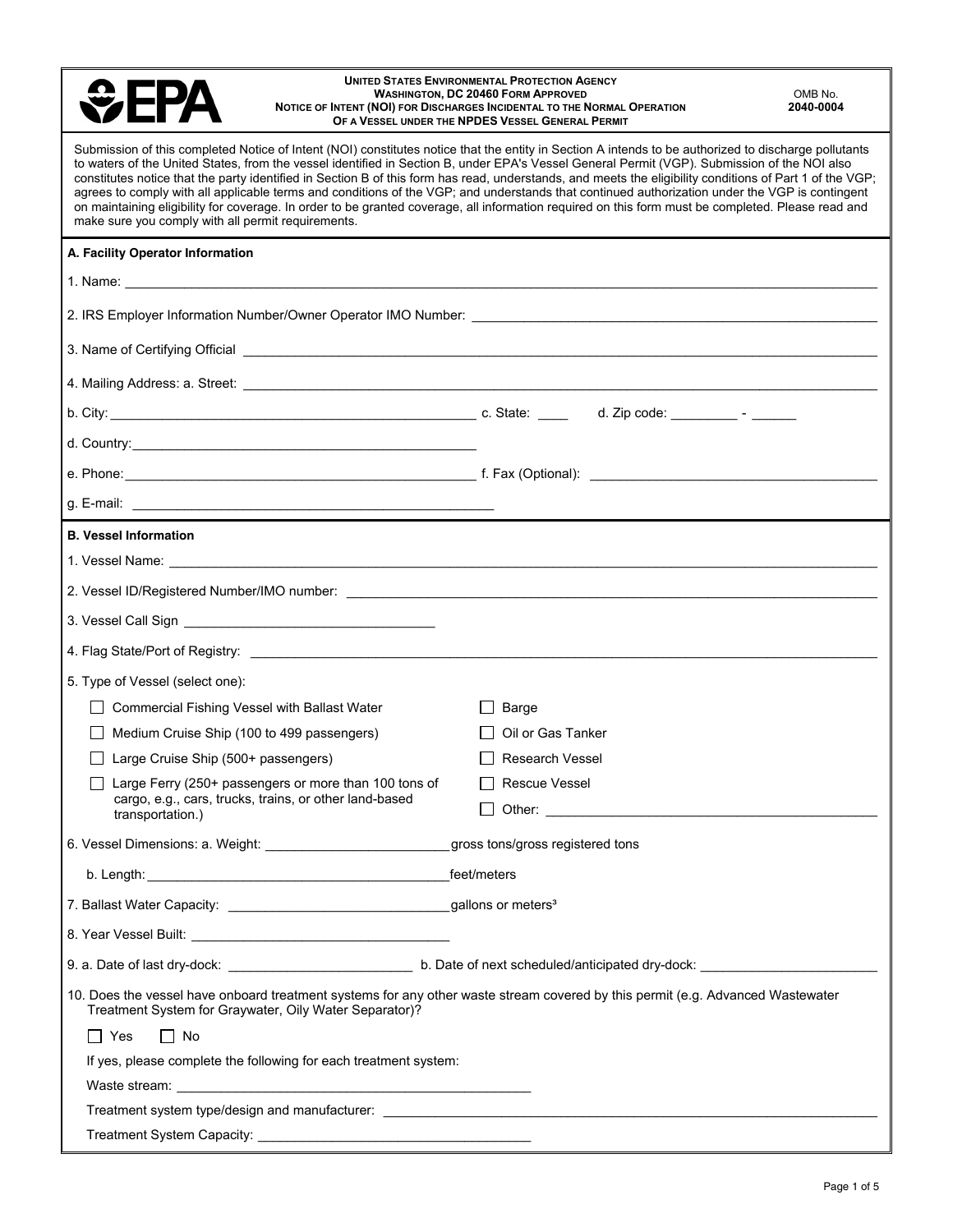**EPA**

**UNITED STATES ENVIRONMENTAL PROTECTION AGENCY**
**WASHINGTON, DC 20460 FORM APPROVED**
**NOTICE OF INTENT (NOI) FOR DISCHARGES INCIDENTAL TO THE NORMAL OPERATION OF A VESSEL UNDER THE NPDES VESSEL GENERAL PERMIT**

OMB No. **2040-0004**

Submission of this completed Notice of Intent (NOI) constitutes notice that the entity in Section A intends to be authorized to discharge pollutants to waters of the United States, from the vessel identified in Section B, under EPA's Vessel General Permit (VGP). Submission of the NOI also constitutes notice that the party identified in Section B of this form has read, understands, and meets the eligibility conditions of Part 1 of the VGP; agrees to comply with all applicable terms and conditions of the VGP; and understands that continued authorization under the VGP is contingent on maintaining eligibility for coverage. In order to be granted coverage, all information required on this form must be completed. Please read and make sure you comply with all permit requirements.

## A. Facility Operator Information

1. Name: ______________________________

2. IRS Employer Information Number/Owner Operator IMO Number: ______________________________

3. Name of Certifying Official ______________________________

4. Mailing Address: a. Street: ______________________________

b. City: ______________________________ c. State: ____ d. Zip code: _________ - ______

d. Country: ______________________________

e. Phone: ______________________________ f. Fax (Optional): ______________________________

g. E-mail: ______________________________

## B. Vessel Information

1. Vessel Name: ______________________________

2. Vessel ID/Registered Number/IMO number: ______________________________

3. Vessel Call Sign ______________________________

4. Flag State/Port of Registry: ______________________________

5. Type of Vessel (select one):

- ☐ Commercial Fishing Vessel with Ballast Water
- ☐ Medium Cruise Ship (100 to 499 passengers)
- ☐ Large Cruise Ship (500+ passengers)
- ☐ Large Ferry (250+ passengers or more than 100 tons of cargo, e.g., cars, trucks, trains, or other land-based transportation.)
- ☐ Barge
- ☐ Oil or Gas Tanker
- ☐ Research Vessel
- ☐ Rescue Vessel
- ☐ Other: ______________________________

6. Vessel Dimensions: a. Weight: ______________________________ gross tons/gross registered tons

b. Length: ______________________________ feet/meters

7. Ballast Water Capacity: ______________________________ gallons or meters³

8. Year Vessel Built: ______________________________

9. a. Date of last dry-dock: ______________________________ b. Date of next scheduled/anticipated dry-dock: ______________________________

10. Does the vessel have onboard treatment systems for any other waste stream covered by this permit (e.g. Advanced Wastewater Treatment System for Graywater, Oily Water Separator)?

☐ Yes ☐ No

If yes, please complete the following for each treatment system:

Waste stream: ______________________________

Treatment system type/design and manufacturer: ______________________________

Treatment System Capacity: ______________________________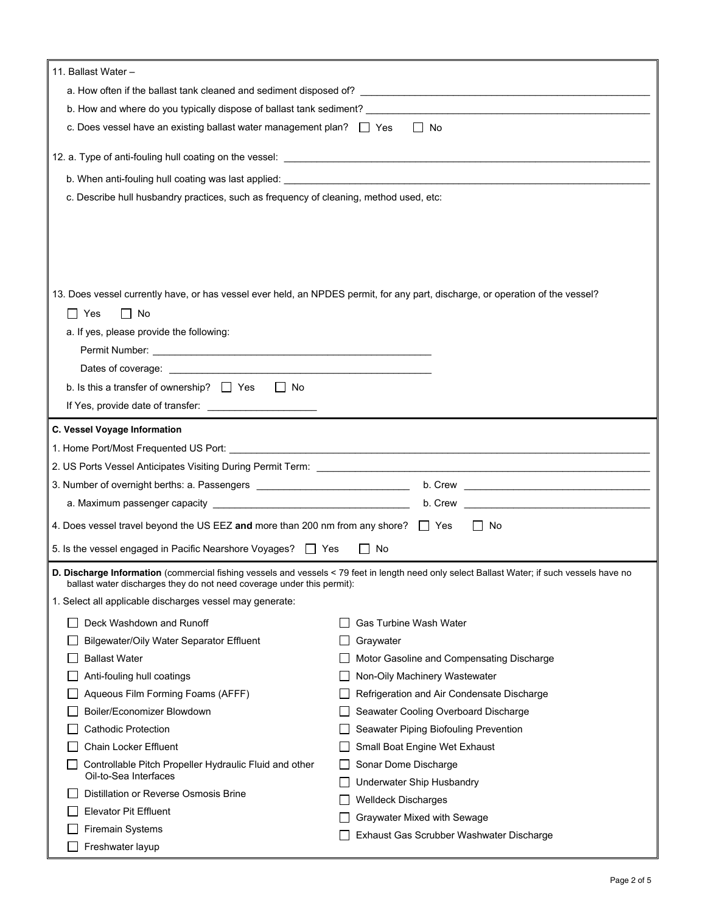11. Ballast Water –

a. How often if the ballast tank cleaned and sediment disposed of? ______________________________

b. How and where do you typically dispose of ballast tank sediment? ______________________________

c. Does vessel have an existing ballast water management plan? ☐ Yes ☐ No

12. a. Type of anti-fouling hull coating on the vessel: ______________________________

b. When anti-fouling hull coating was last applied: ______________________________

c. Describe hull husbandry practices, such as frequency of cleaning, method used, etc:

13. Does vessel currently have, or has vessel ever held, an NPDES permit, for any part, discharge, or operation of the vessel?

☐ Yes ☐ No

a. If yes, please provide the following:

Permit Number: ______________________________

Dates of coverage: ______________________________

b. Is this a transfer of ownership? ☐ Yes ☐ No

If Yes, provide date of transfer: ____________________

**C. Vessel Voyage Information**

1. Home Port/Most Frequented US Port: ______________________________

2. US Ports Vessel Anticipates Visiting During Permit Term: ______________________________

3. Number of overnight berths: a. Passengers ____________________ b. Crew ____________________

a. Maximum passenger capacity ____________________ b. Crew ____________________

4. Does vessel travel beyond the US EEZ **and** more than 200 nm from any shore? ☐ Yes ☐ No

5. Is the vessel engaged in Pacific Nearshore Voyages? ☐ Yes ☐ No

**D. Discharge Information** (commercial fishing vessels and vessels < 79 feet in length need only select Ballast Water; if such vessels have no ballast water discharges they do not need coverage under this permit):

1. Select all applicable discharges vessel may generate:

- ☐ Deck Washdown and Runoff
- ☐ Bilgewater/Oily Water Separator Effluent
- ☐ Ballast Water
- ☐ Anti-fouling hull coatings
- ☐ Aqueous Film Forming Foams (AFFF)
- ☐ Boiler/Economizer Blowdown
- ☐ Cathodic Protection
- ☐ Chain Locker Effluent
- ☐ Controllable Pitch Propeller Hydraulic Fluid and other Oil-to-Sea Interfaces
- ☐ Distillation or Reverse Osmosis Brine
- ☐ Elevator Pit Effluent
- ☐ Firemain Systems
- ☐ Freshwater layup
- ☐ Gas Turbine Wash Water
- ☐ Graywater
- ☐ Motor Gasoline and Compensating Discharge
- ☐ Non-Oily Machinery Wastewater
- ☐ Refrigeration and Air Condensate Discharge
- ☐ Seawater Cooling Overboard Discharge
- ☐ Seawater Piping Biofouling Prevention
- ☐ Small Boat Engine Wet Exhaust
- ☐ Sonar Dome Discharge
- ☐ Underwater Ship Husbandry
- ☐ Welldeck Discharges
- ☐ Graywater Mixed with Sewage
- ☐ Exhaust Gas Scrubber Washwater Discharge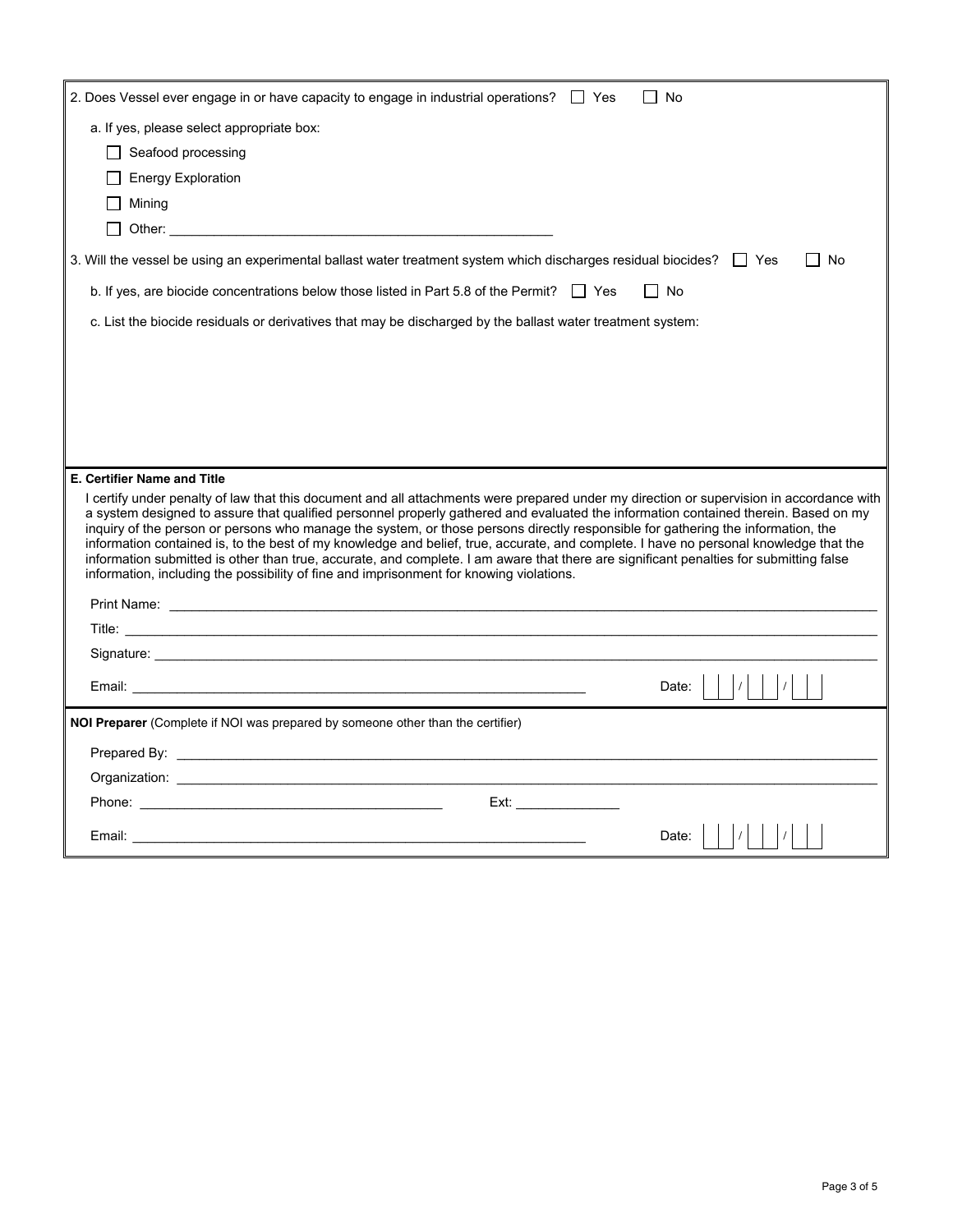2. Does Vessel ever engage in or have capacity to engage in industrial operations? ☐ Yes ☐ No

a. If yes, please select appropriate box:

- ☐ Seafood processing
- ☐ Energy Exploration
- ☐ Mining
- ☐ Other: ______________________________________________________

3. Will the vessel be using an experimental ballast water treatment system which discharges residual biocides? ☐ Yes ☐ No

b. If yes, are biocide concentrations below those listed in Part 5.8 of the Permit? ☐ Yes ☐ No

c. List the biocide residuals or derivatives that may be discharged by the ballast water treatment system:

**E. Certifier Name and Title**

I certify under penalty of law that this document and all attachments were prepared under my direction or supervision in accordance with a system designed to assure that qualified personnel properly gathered and evaluated the information contained therein. Based on my inquiry of the person or persons who manage the system, or those persons directly responsible for gathering the information, the information contained is, to the best of my knowledge and belief, true, accurate, and complete. I have no personal knowledge that the information submitted is other than true, accurate, and complete. I am aware that there are significant penalties for submitting false information, including the possibility of fine and imprisonment for knowing violations.

Print Name: ______________________________________________________

Title: ______________________________________________________

Signature: ______________________________________________________

Email: ______________________________________________________ Date: __ __ / __ __ / __ __

**NOI Preparer** (Complete if NOI was prepared by someone other than the certifier)

Prepared By: ______________________________________________________

Organization: ______________________________________________________

Phone: ________________________________ Ext: ______________

Email: ______________________________________________________ Date: __ __ / __ __ / __ __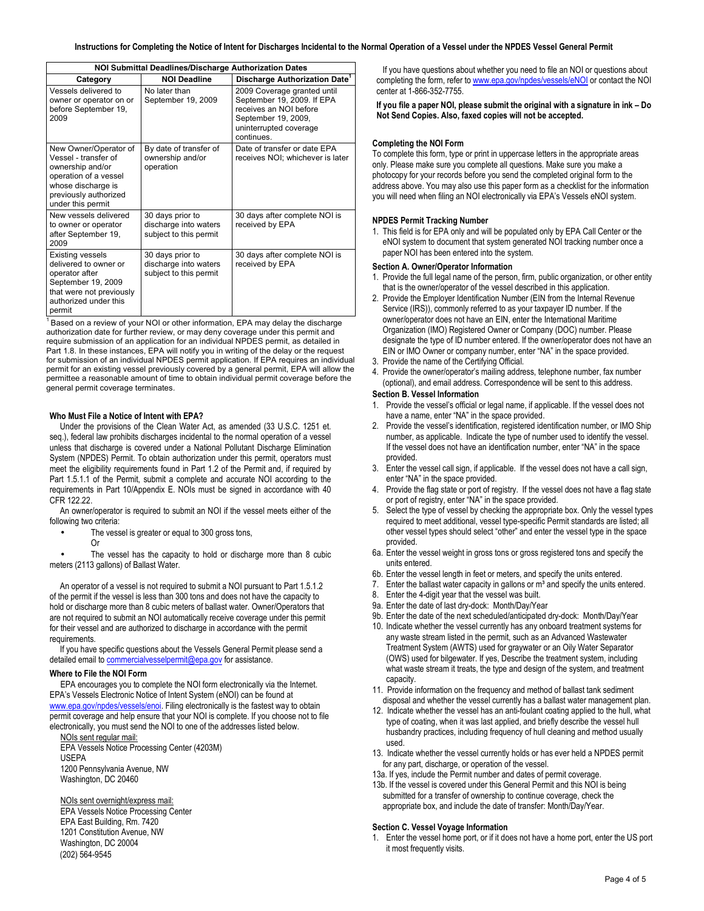# Instructions for Completing the Notice of Intent for Discharges Incidental to the Normal Operation of a Vessel under the NPDES Vessel General Permit

| NOI Submittal Deadlines/Discharge Authorization Dates | | |
|---|---|---|
| **Category** | **NOI Deadline** | **Discharge Authorization Date**[1] |
| Vessels delivered to owner or operator on or before September 19, 2009 | No later than September 19, 2009 | 2009 Coverage granted until September 19, 2009. If EPA receives an NOI before September 19, 2009, uninterrupted coverage continues. |
| New Owner/Operator of Vessel - transfer of ownership and/or operation of a vessel whose discharge is previously authorized under this permit | By date of transfer of ownership and/or operation | Date of transfer or date EPA receives NOI; whichever is later |
| New vessels delivered to owner or operator after September 19, 2009 | 30 days prior to discharge into waters subject to this permit | 30 days after complete NOI is received by EPA |
| Existing vessels delivered to owner or operator after September 19, 2009 that were not previously authorized under this permit | 30 days prior to discharge into waters subject to this permit | 30 days after complete NOI is received by EPA |

[1] Based on a review of your NOI or other information, EPA may delay the discharge authorization date for further review, or may deny coverage under this permit and require submission of an application for an individual NPDES permit, as detailed in Part 1.8. In these instances, EPA will notify you in writing of the delay or the request for submission of an individual NPDES permit application. If EPA requires an individual permit for an existing vessel previously covered by a general permit, EPA will allow the permittee a reasonable amount of time to obtain individual permit coverage before the general permit coverage terminates.

### Who Must File a Notice of Intent with EPA?

Under the provisions of the Clean Water Act, as amended (33 U.S.C. 1251 et. seq.), federal law prohibits discharges incidental to the normal operation of a vessel unless that discharge is covered under a National Pollutant Discharge Elimination System (NPDES) Permit. To obtain authorization under this permit, operators must meet the eligibility requirements found in Part 1.2 of the Permit and, if required by Part 1.5.1.1 of the Permit, submit a complete and accurate NOI according to the requirements in Part 10/Appendix E. NOIs must be signed in accordance with 40 CFR 122.22.

An owner/operator is required to submit an NOI if the vessel meets either of the following two criteria:

- The vessel is greater or equal to 300 gross tons,
  Or
- The vessel has the capacity to hold or discharge more than 8 cubic meters (2113 gallons) of Ballast Water.

An operator of a vessel is not required to submit a NOI pursuant to Part 1.5.1.2 of the permit if the vessel is less than 300 tons and does not have the capacity to hold or discharge more than 8 cubic meters of ballast water. Owner/Operators that are not required to submit an NOI automatically receive coverage under this permit for their vessel and are authorized to discharge in accordance with the permit requirements.

If you have specific questions about the Vessels General Permit please send a detailed email to commercialvesselpermit@epa.gov for assistance.

### Where to File the NOI Form

EPA encourages you to complete the NOI form electronically via the Internet. EPA's Vessels Electronic Notice of Intent System (eNOI) can be found at www.epa.gov/npdes/vessels/enoi. Filing electronically is the fastest way to obtain permit coverage and help ensure that your NOI is complete. If you choose not to file electronically, you must send the NOI to one of the addresses listed below.

NOIs sent regular mail:
EPA Vessels Notice Processing Center (4203M)
USEPA
1200 Pennsylvania Avenue, NW
Washington, DC 20460

NOIs sent overnight/express mail:
EPA Vessels Notice Processing Center
EPA East Building, Rm. 7420
1201 Constitution Avenue, NW
Washington, DC 20004
(202) 564-9545

If you have questions about whether you need to file an NOI or questions about completing the form, refer to www.epa.gov/npdes/vessels/eNOI or contact the NOI center at 1-866-352-7755.

**If you file a paper NOI, please submit the original with a signature in ink – Do Not Send Copies. Also, faxed copies will not be accepted.**

### Completing the NOI Form

To complete this form, type or print in uppercase letters in the appropriate areas only. Please make sure you complete all questions. Make sure you make a photocopy for your records before you send the completed original form to the address above. You may also use this paper form as a checklist for the information you will need when filing an NOI electronically via EPA's Vessels eNOI system.

### NPDES Permit Tracking Number

1. This field is for EPA only and will be populated only by EPA Call Center or the eNOI system to document that system generated NOI tracking number once a paper NOI has been entered into the system.

### Section A. Owner/Operator Information

1. Provide the full legal name of the person, firm, public organization, or other entity that is the owner/operator of the vessel described in this application.
2. Provide the Employer Identification Number (EIN from the Internal Revenue Service (IRS)), commonly referred to as your taxpayer ID number. If the owner/operator does not have an EIN, enter the International Maritime Organization (IMO) Registered Owner or Company (DOC) number. Please designate the type of ID number entered. If the owner/operator does not have an EIN or IMO Owner or company number, enter "NA" in the space provided.
3. Provide the name of the Certifying Official.
4. Provide the owner/operator's mailing address, telephone number, fax number (optional), and email address. Correspondence will be sent to this address.

### Section B. Vessel Information

1. Provide the vessel's official or legal name, if applicable. If the vessel does not have a name, enter "NA" in the space provided.
2. Provide the vessel's identification, registered identification number, or IMO Ship number, as applicable. Indicate the type of number used to identify the vessel. If the vessel does not have an identification number, enter "NA" in the space provided.
3. Enter the vessel call sign, if applicable. If the vessel does not have a call sign, enter "NA" in the space provided.
4. Provide the flag state or port of registry. If the vessel does not have a flag state or port of registry, enter "NA" in the space provided.
5. Select the type of vessel by checking the appropriate box. Only the vessel types required to meet additional, vessel type-specific Permit standards are listed; all other vessel types should select "other" and enter the vessel type in the space provided.

6a. Enter the vessel weight in gross tons or gross registered tons and specify the units entered.
6b. Enter the vessel length in feet or meters, and specify the units entered.

7. Enter the ballast water capacity in gallons or $m^3$ and specify the units entered.
8. Enter the 4-digit year that the vessel was built.

9a. Enter the date of last dry-dock: Month/Day/Year
9b. Enter the date of the next scheduled/anticipated dry-dock: Month/Day/Year

10. Indicate whether the vessel currently has any onboard treatment systems for any waste stream listed in the permit, such as an Advanced Wastewater Treatment System (AWTS) used for graywater or an Oily Water Separator (OWS) used for bilgewater. If yes, Describe the treatment system, including what waste stream it treats, the type and design of the system, and treatment capacity.
11. Provide information on the frequency and method of ballast tank sediment disposal and whether the vessel currently has a ballast water management plan.
12. Indicate whether the vessel has an anti-foulant coating applied to the hull, what type of coating, when it was last applied, and briefly describe the vessel hull husbandry practices, including frequency of hull cleaning and method usually used.
13. Indicate whether the vessel currently holds or has ever held a NPDES permit for any part, discharge, or operation of the vessel.

13a. If yes, include the Permit number and dates of permit coverage.
13b. If the vessel is covered under this General Permit and this NOI is being submitted for a transfer of ownership to continue coverage, check the appropriate box, and include the date of transfer: Month/Day/Year.

### Section C. Vessel Voyage Information

1. Enter the vessel home port, or if it does not have a home port, enter the US port it most frequently visits.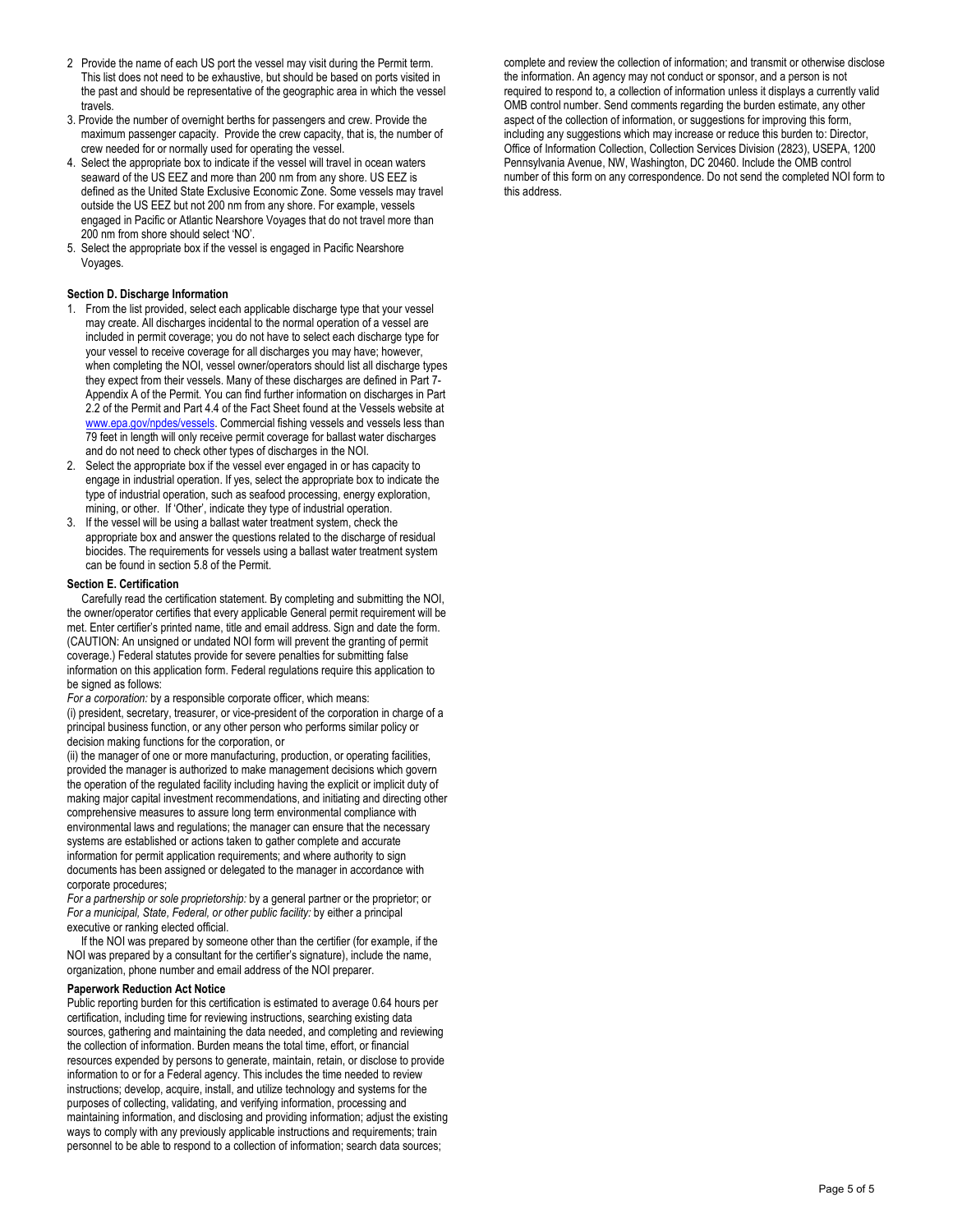2. Provide the name of each US port the vessel may visit during the Permit term. This list does not need to be exhaustive, but should be based on ports visited in the past and should be representative of the geographic area in which the vessel travels.
3. Provide the number of overnight berths for passengers and crew. Provide the maximum passenger capacity. Provide the crew capacity, that is, the number of crew needed for or normally used for operating the vessel.
4. Select the appropriate box to indicate if the vessel will travel in ocean waters seaward of the US EEZ and more than 200 nm from any shore. US EEZ is defined as the United State Exclusive Economic Zone. Some vessels may travel outside the US EEZ but not 200 nm from any shore. For example, vessels engaged in Pacific or Atlantic Nearshore Voyages that do not travel more than 200 nm from shore should select 'NO'.
5. Select the appropriate box if the vessel is engaged in Pacific Nearshore Voyages.

**Section D. Discharge Information**

1. From the list provided, select each applicable discharge type that your vessel may create. All discharges incidental to the normal operation of a vessel are included in permit coverage; you do not have to select each discharge type for your vessel to receive coverage for all discharges you may have; however, when completing the NOI, vessel owner/operators should list all discharge types they expect from their vessels. Many of these discharges are defined in Part 7-Appendix A of the Permit. You can find further information on discharges in Part 2.2 of the Permit and Part 4.4 of the Fact Sheet found at the Vessels website at www.epa.gov/npdes/vessels. Commercial fishing vessels and vessels less than 79 feet in length will only receive permit coverage for ballast water discharges and do not need to check other types of discharges in the NOI.
2. Select the appropriate box if the vessel ever engaged in or has capacity to engage in industrial operation. If yes, select the appropriate box to indicate the type of industrial operation, such as seafood processing, energy exploration, mining, or other. If 'Other', indicate they type of industrial operation.
3. If the vessel will be using a ballast water treatment system, check the appropriate box and answer the questions related to the discharge of residual biocides. The requirements for vessels using a ballast water treatment system can be found in section 5.8 of the Permit.

**Section E. Certification**

Carefully read the certification statement. By completing and submitting the NOI, the owner/operator certifies that every applicable General permit requirement will be met. Enter certifier's printed name, title and email address. Sign and date the form. (CAUTION: An unsigned or undated NOI form will prevent the granting of permit coverage.) Federal statutes provide for severe penalties for submitting false information on this application form. Federal regulations require this application to be signed as follows:

*For a corporation:* by a responsible corporate officer, which means:
(i) president, secretary, treasurer, or vice-president of the corporation in charge of a principal business function, or any other person who performs similar policy or decision making functions for the corporation, or
(ii) the manager of one or more manufacturing, production, or operating facilities, provided the manager is authorized to make management decisions which govern the operation of the regulated facility including having the explicit or implicit duty of making major capital investment recommendations, and initiating and directing other comprehensive measures to assure long term environmental compliance with environmental laws and regulations; the manager can ensure that the necessary systems are established or actions taken to gather complete and accurate information for permit application requirements; and where authority to sign documents has been assigned or delegated to the manager in accordance with corporate procedures;
*For a partnership or sole proprietorship:* by a general partner or the proprietor; or
*For a municipal, State, Federal, or other public facility:* by either a principal executive or ranking elected official.

If the NOI was prepared by someone other than the certifier (for example, if the NOI was prepared by a consultant for the certifier's signature), include the name, organization, phone number and email address of the NOI preparer.

**Paperwork Reduction Act Notice**

Public reporting burden for this certification is estimated to average 0.64 hours per certification, including time for reviewing instructions, searching existing data sources, gathering and maintaining the data needed, and completing and reviewing the collection of information. Burden means the total time, effort, or financial resources expended by persons to generate, maintain, retain, or disclose to provide information to or for a Federal agency. This includes the time needed to review instructions; develop, acquire, install, and utilize technology and systems for the purposes of collecting, validating, and verifying information, processing and maintaining information, and disclosing and providing information; adjust the existing ways to comply with any previously applicable instructions and requirements; train personnel to be able to respond to a collection of information; search data sources; complete and review the collection of information; and transmit or otherwise disclose the information. An agency may not conduct or sponsor, and a person is not required to respond to, a collection of information unless it displays a currently valid OMB control number. Send comments regarding the burden estimate, any other aspect of the collection of information, or suggestions for improving this form, including any suggestions which may increase or reduce this burden to: Director, Office of Information Collection, Collection Services Division (2823), USEPA, 1200 Pennsylvania Avenue, NW, Washington, DC 20460. Include the OMB control number of this form on any correspondence. Do not send the completed NOI form to this address.